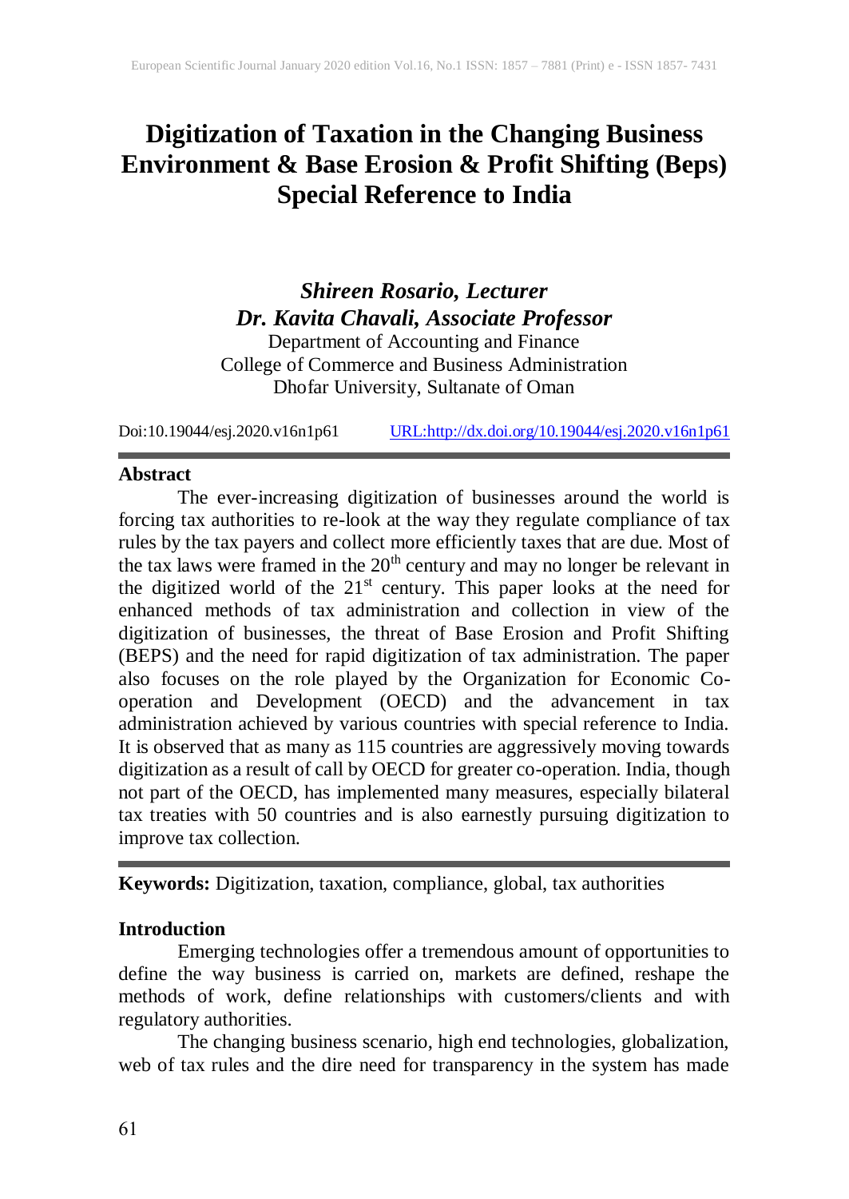# Digitization of Taxation in the Changing Business Environment & Base Erosion & Profit Shifting (Beps) Special Reference to India

***Shireen Rosario, Lecturer***
***Dr. Kavita Chavali, Associate Professor***
Department of Accounting and Finance
College of Commerce and Business Administration
Dhofar University, Sultanate of Oman

Doi:10.19044/esj.2020.v16n1p61 URL:http://dx.doi.org/10.19044/esj.2020.v16n1p61

## Abstract

The ever-increasing digitization of businesses around the world is forcing tax authorities to re-look at the way they regulate compliance of tax rules by the tax payers and collect more efficiently taxes that are due. Most of the tax laws were framed in the 20th century and may no longer be relevant in the digitized world of the 21st century. This paper looks at the need for enhanced methods of tax administration and collection in view of the digitization of businesses, the threat of Base Erosion and Profit Shifting (BEPS) and the need for rapid digitization of tax administration. The paper also focuses on the role played by the Organization for Economic Co-operation and Development (OECD) and the advancement in tax administration achieved by various countries with special reference to India. It is observed that as many as 115 countries are aggressively moving towards digitization as a result of call by OECD for greater co-operation. India, though not part of the OECD, has implemented many measures, especially bilateral tax treaties with 50 countries and is also earnestly pursuing digitization to improve tax collection.

**Keywords:** Digitization, taxation, compliance, global, tax authorities

## Introduction

Emerging technologies offer a tremendous amount of opportunities to define the way business is carried on, markets are defined, reshape the methods of work, define relationships with customers/clients and with regulatory authorities.

The changing business scenario, high end technologies, globalization, web of tax rules and the dire need for transparency in the system has made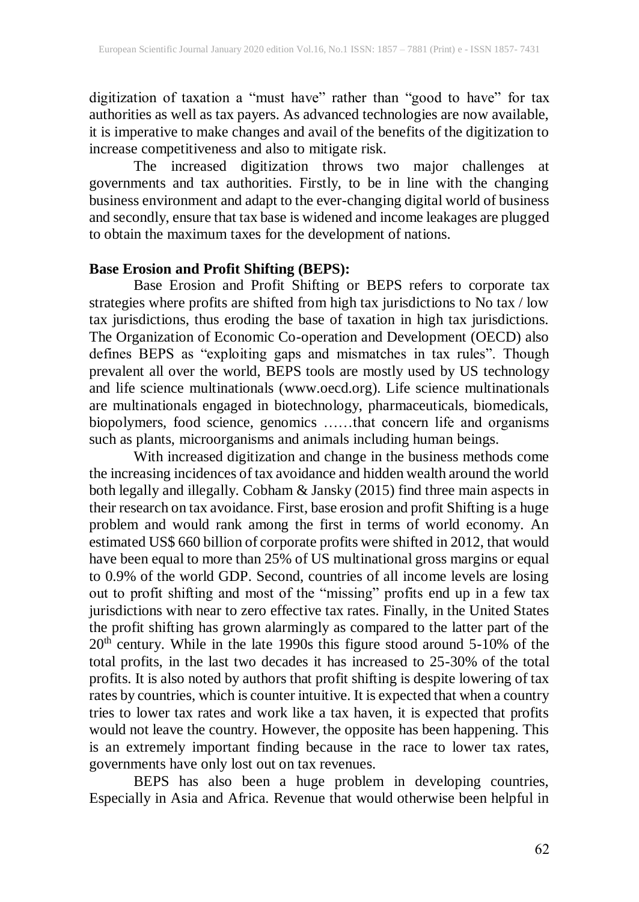digitization of taxation a "must have" rather than "good to have" for tax authorities as well as tax payers. As advanced technologies are now available, it is imperative to make changes and avail of the benefits of the digitization to increase competitiveness and also to mitigate risk.

The increased digitization throws two major challenges at governments and tax authorities. Firstly, to be in line with the changing business environment and adapt to the ever-changing digital world of business and secondly, ensure that tax base is widened and income leakages are plugged to obtain the maximum taxes for the development of nations.

**Base Erosion and Profit Shifting (BEPS):**

Base Erosion and Profit Shifting or BEPS refers to corporate tax strategies where profits are shifted from high tax jurisdictions to No tax / low tax jurisdictions, thus eroding the base of taxation in high tax jurisdictions. The Organization of Economic Co-operation and Development (OECD) also defines BEPS as "exploiting gaps and mismatches in tax rules". Though prevalent all over the world, BEPS tools are mostly used by US technology and life science multinationals (www.oecd.org). Life science multinationals are multinationals engaged in biotechnology, pharmaceuticals, biomedicals, biopolymers, food science, genomics ……that concern life and organisms such as plants, microorganisms and animals including human beings.

With increased digitization and change in the business methods come the increasing incidences of tax avoidance and hidden wealth around the world both legally and illegally. Cobham & Jansky (2015) find three main aspects in their research on tax avoidance. First, base erosion and profit Shifting is a huge problem and would rank among the first in terms of world economy. An estimated US$ 660 billion of corporate profits were shifted in 2012, that would have been equal to more than 25% of US multinational gross margins or equal to 0.9% of the world GDP. Second, countries of all income levels are losing out to profit shifting and most of the "missing" profits end up in a few tax jurisdictions with near to zero effective tax rates. Finally, in the United States the profit shifting has grown alarmingly as compared to the latter part of the 20th century. While in the late 1990s this figure stood around 5-10% of the total profits, in the last two decades it has increased to 25-30% of the total profits. It is also noted by authors that profit shifting is despite lowering of tax rates by countries, which is counter intuitive. It is expected that when a country tries to lower tax rates and work like a tax haven, it is expected that profits would not leave the country. However, the opposite has been happening. This is an extremely important finding because in the race to lower tax rates, governments have only lost out on tax revenues.

BEPS has also been a huge problem in developing countries, Especially in Asia and Africa. Revenue that would otherwise been helpful in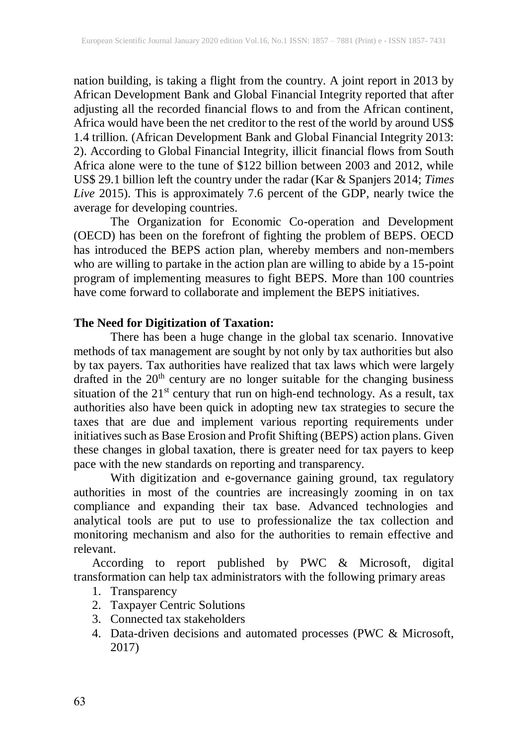nation building, is taking a flight from the country. A joint report in 2013 by African Development Bank and Global Financial Integrity reported that after adjusting all the recorded financial flows to and from the African continent, Africa would have been the net creditor to the rest of the world by around US$ 1.4 trillion. (African Development Bank and Global Financial Integrity 2013: 2). According to Global Financial Integrity, illicit financial flows from South Africa alone were to the tune of $122 billion between 2003 and 2012, while US$ 29.1 billion left the country under the radar (Kar & Spanjers 2014; *Times Live* 2015). This is approximately 7.6 percent of the GDP, nearly twice the average for developing countries.

The Organization for Economic Co-operation and Development (OECD) has been on the forefront of fighting the problem of BEPS. OECD has introduced the BEPS action plan, whereby members and non-members who are willing to partake in the action plan are willing to abide by a 15-point program of implementing measures to fight BEPS. More than 100 countries have come forward to collaborate and implement the BEPS initiatives.

**The Need for Digitization of Taxation:**

There has been a huge change in the global tax scenario. Innovative methods of tax management are sought by not only by tax authorities but also by tax payers. Tax authorities have realized that tax laws which were largely drafted in the 20th century are no longer suitable for the changing business situation of the 21st century that run on high-end technology. As a result, tax authorities also have been quick in adopting new tax strategies to secure the taxes that are due and implement various reporting requirements under initiatives such as Base Erosion and Profit Shifting (BEPS) action plans. Given these changes in global taxation, there is greater need for tax payers to keep pace with the new standards on reporting and transparency.

With digitization and e-governance gaining ground, tax regulatory authorities in most of the countries are increasingly zooming in on tax compliance and expanding their tax base. Advanced technologies and analytical tools are put to use to professionalize the tax collection and monitoring mechanism and also for the authorities to remain effective and relevant.

According to report published by PWC & Microsoft, digital transformation can help tax administrators with the following primary areas

1. Transparency
2. Taxpayer Centric Solutions
3. Connected tax stakeholders
4. Data-driven decisions and automated processes (PWC & Microsoft, 2017)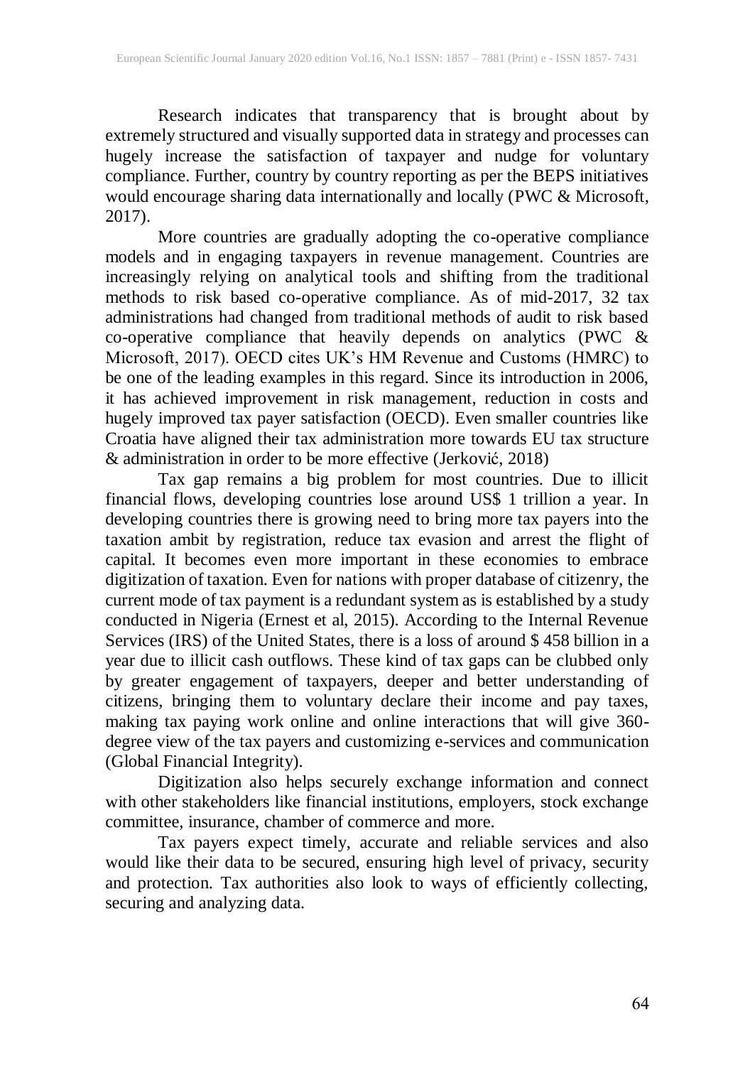Research indicates that transparency that is brought about by extremely structured and visually supported data in strategy and processes can hugely increase the satisfaction of taxpayer and nudge for voluntary compliance. Further, country by country reporting as per the BEPS initiatives would encourage sharing data internationally and locally (PWC & Microsoft, 2017).

More countries are gradually adopting the co-operative compliance models and in engaging taxpayers in revenue management. Countries are increasingly relying on analytical tools and shifting from the traditional methods to risk based co-operative compliance. As of mid-2017, 32 tax administrations had changed from traditional methods of audit to risk based co-operative compliance that heavily depends on analytics (PWC & Microsoft, 2017). OECD cites UK's HM Revenue and Customs (HMRC) to be one of the leading examples in this regard. Since its introduction in 2006, it has achieved improvement in risk management, reduction in costs and hugely improved tax payer satisfaction (OECD). Even smaller countries like Croatia have aligned their tax administration more towards EU tax structure & administration in order to be more effective (Jerković, 2018)

Tax gap remains a big problem for most countries. Due to illicit financial flows, developing countries lose around US$ 1 trillion a year. In developing countries there is growing need to bring more tax payers into the taxation ambit by registration, reduce tax evasion and arrest the flight of capital. It becomes even more important in these economies to embrace digitization of taxation. Even for nations with proper database of citizenry, the current mode of tax payment is a redundant system as is established by a study conducted in Nigeria (Ernest et al, 2015). According to the Internal Revenue Services (IRS) of the United States, there is a loss of around $ 458 billion in a year due to illicit cash outflows. These kind of tax gaps can be clubbed only by greater engagement of taxpayers, deeper and better understanding of citizens, bringing them to voluntary declare their income and pay taxes, making tax paying work online and online interactions that will give 360-degree view of the tax payers and customizing e-services and communication (Global Financial Integrity).

Digitization also helps securely exchange information and connect with other stakeholders like financial institutions, employers, stock exchange committee, insurance, chamber of commerce and more.

Tax payers expect timely, accurate and reliable services and also would like their data to be secured, ensuring high level of privacy, security and protection. Tax authorities also look to ways of efficiently collecting, securing and analyzing data.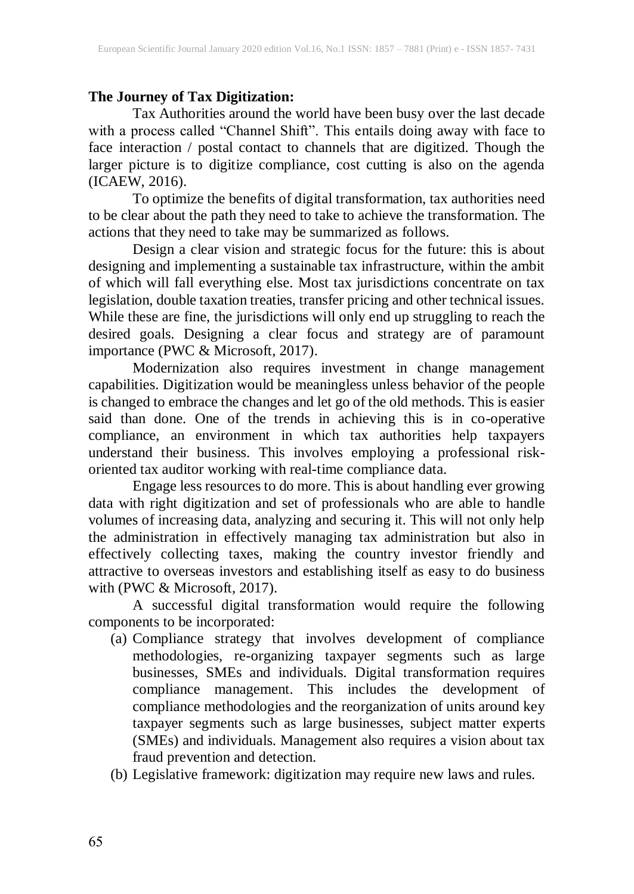**The Journey of Tax Digitization:**

Tax Authorities around the world have been busy over the last decade with a process called "Channel Shift". This entails doing away with face to face interaction / postal contact to channels that are digitized. Though the larger picture is to digitize compliance, cost cutting is also on the agenda (ICAEW, 2016).

To optimize the benefits of digital transformation, tax authorities need to be clear about the path they need to take to achieve the transformation. The actions that they need to take may be summarized as follows.

Design a clear vision and strategic focus for the future: this is about designing and implementing a sustainable tax infrastructure, within the ambit of which will fall everything else. Most tax jurisdictions concentrate on tax legislation, double taxation treaties, transfer pricing and other technical issues. While these are fine, the jurisdictions will only end up struggling to reach the desired goals. Designing a clear focus and strategy are of paramount importance (PWC & Microsoft, 2017).

Modernization also requires investment in change management capabilities. Digitization would be meaningless unless behavior of the people is changed to embrace the changes and let go of the old methods. This is easier said than done. One of the trends in achieving this is in co-operative compliance, an environment in which tax authorities help taxpayers understand their business. This involves employing a professional risk-oriented tax auditor working with real-time compliance data.

Engage less resources to do more. This is about handling ever growing data with right digitization and set of professionals who are able to handle volumes of increasing data, analyzing and securing it. This will not only help the administration in effectively managing tax administration but also in effectively collecting taxes, making the country investor friendly and attractive to overseas investors and establishing itself as easy to do business with (PWC & Microsoft, 2017).

A successful digital transformation would require the following components to be incorporated:

(a) Compliance strategy that involves development of compliance methodologies, re-organizing taxpayer segments such as large businesses, SMEs and individuals. Digital transformation requires compliance management. This includes the development of compliance methodologies and the reorganization of units around key taxpayer segments such as large businesses, subject matter experts (SMEs) and individuals. Management also requires a vision about tax fraud prevention and detection.

(b) Legislative framework: digitization may require new laws and rules.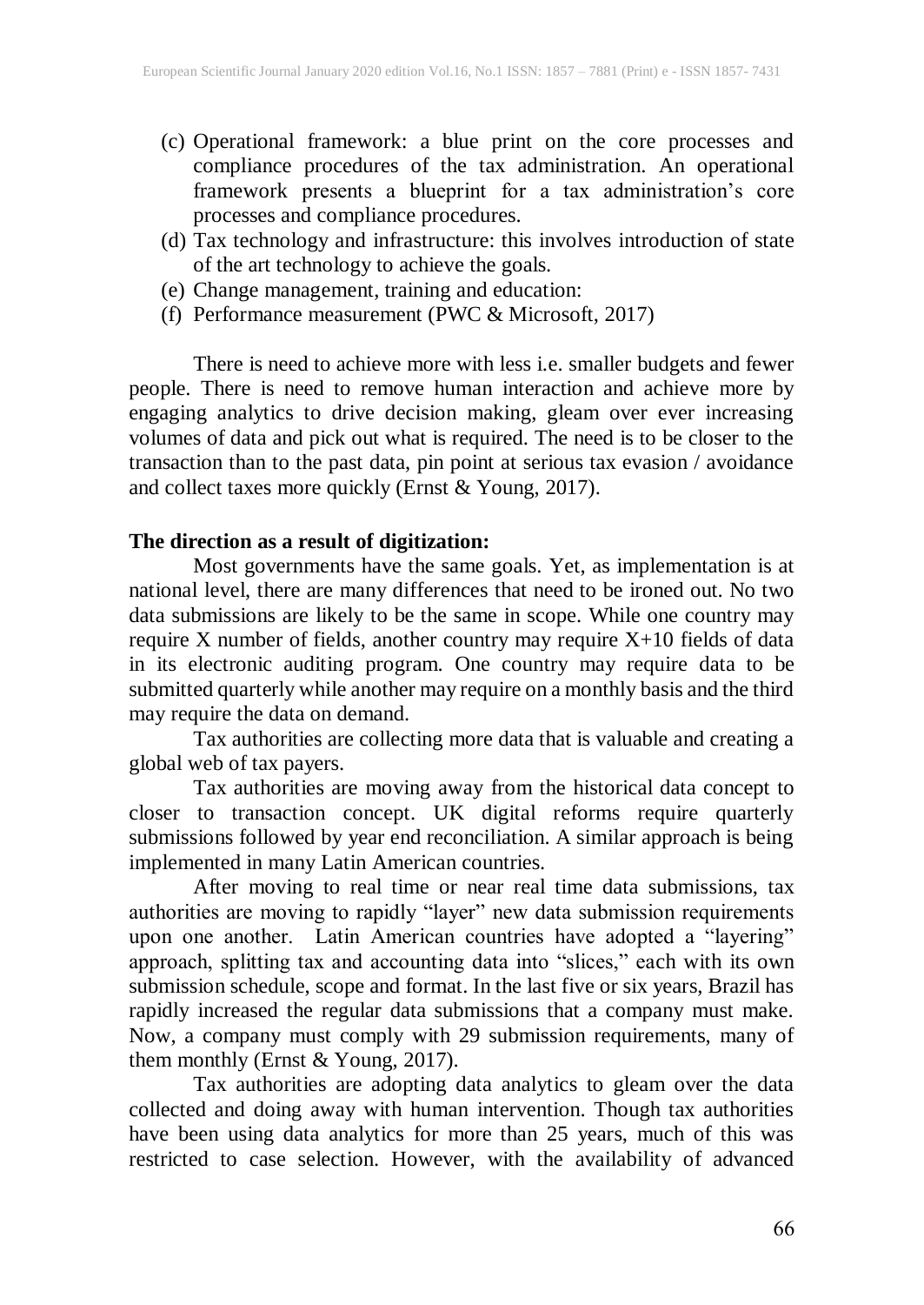(c) Operational framework: a blue print on the core processes and compliance procedures of the tax administration. An operational framework presents a blueprint for a tax administration's core processes and compliance procedures.
(d) Tax technology and infrastructure: this involves introduction of state of the art technology to achieve the goals.
(e) Change management, training and education:
(f) Performance measurement (PWC & Microsoft, 2017)

There is need to achieve more with less i.e. smaller budgets and fewer people. There is need to remove human interaction and achieve more by engaging analytics to drive decision making, gleam over ever increasing volumes of data and pick out what is required. The need is to be closer to the transaction than to the past data, pin point at serious tax evasion / avoidance and collect taxes more quickly (Ernst & Young, 2017).

**The direction as a result of digitization:**

Most governments have the same goals. Yet, as implementation is at national level, there are many differences that need to be ironed out. No two data submissions are likely to be the same in scope. While one country may require X number of fields, another country may require X+10 fields of data in its electronic auditing program. One country may require data to be submitted quarterly while another may require on a monthly basis and the third may require the data on demand.

Tax authorities are collecting more data that is valuable and creating a global web of tax payers.

Tax authorities are moving away from the historical data concept to closer to transaction concept. UK digital reforms require quarterly submissions followed by year end reconciliation. A similar approach is being implemented in many Latin American countries.

After moving to real time or near real time data submissions, tax authorities are moving to rapidly "layer" new data submission requirements upon one another. Latin American countries have adopted a "layering" approach, splitting tax and accounting data into "slices," each with its own submission schedule, scope and format. In the last five or six years, Brazil has rapidly increased the regular data submissions that a company must make. Now, a company must comply with 29 submission requirements, many of them monthly (Ernst & Young, 2017).

Tax authorities are adopting data analytics to gleam over the data collected and doing away with human intervention. Though tax authorities have been using data analytics for more than 25 years, much of this was restricted to case selection. However, with the availability of advanced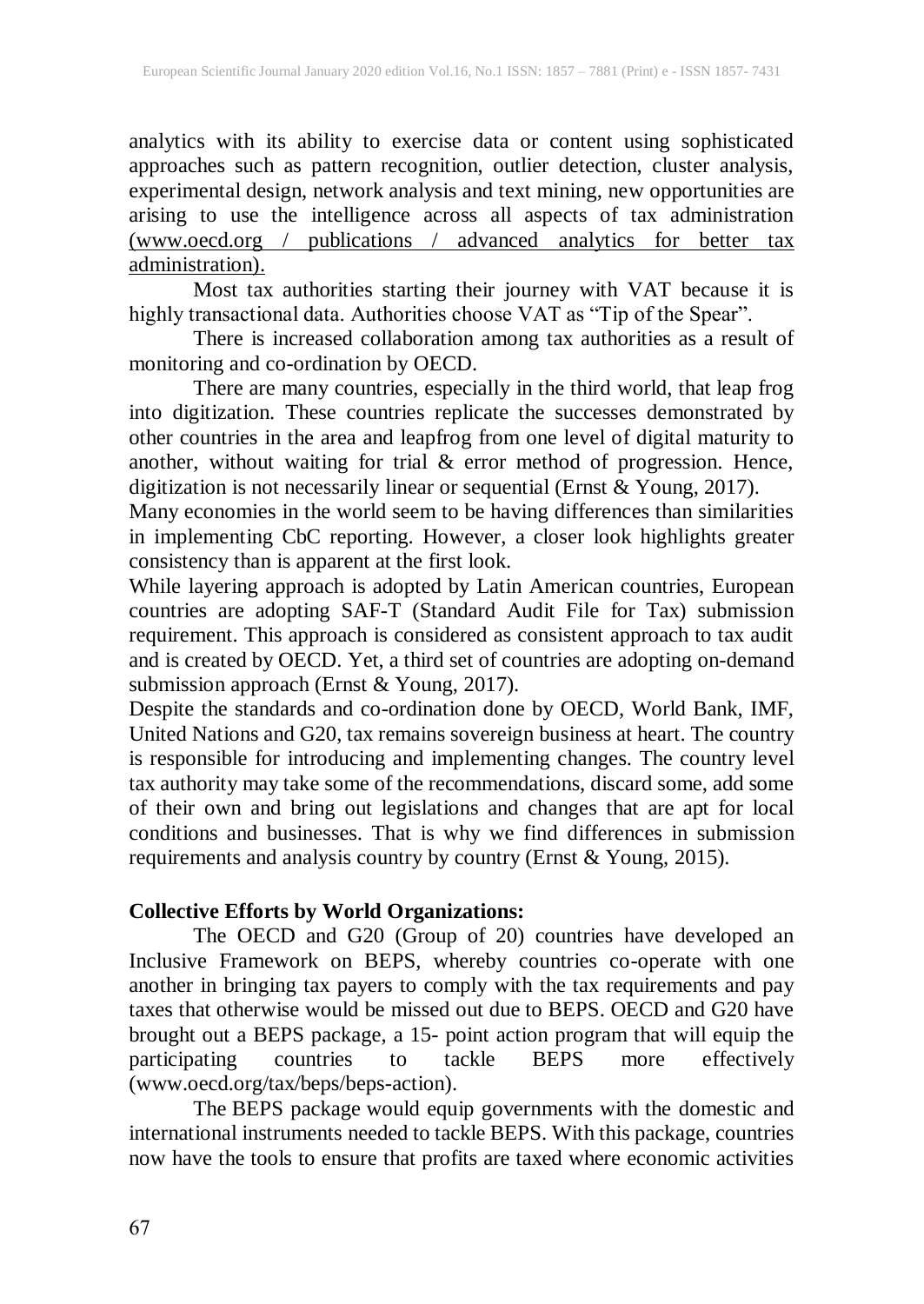analytics with its ability to exercise data or content using sophisticated approaches such as pattern recognition, outlier detection, cluster analysis, experimental design, network analysis and text mining, new opportunities are arising to use the intelligence across all aspects of tax administration (www.oecd.org / publications / advanced analytics for better tax administration).

Most tax authorities starting their journey with VAT because it is highly transactional data. Authorities choose VAT as "Tip of the Spear".

There is increased collaboration among tax authorities as a result of monitoring and co-ordination by OECD.

There are many countries, especially in the third world, that leap frog into digitization. These countries replicate the successes demonstrated by other countries in the area and leapfrog from one level of digital maturity to another, without waiting for trial & error method of progression. Hence, digitization is not necessarily linear or sequential (Ernst & Young, 2017).

Many economies in the world seem to be having differences than similarities in implementing CbC reporting. However, a closer look highlights greater consistency than is apparent at the first look.

While layering approach is adopted by Latin American countries, European countries are adopting SAF-T (Standard Audit File for Tax) submission requirement. This approach is considered as consistent approach to tax audit and is created by OECD. Yet, a third set of countries are adopting on-demand submission approach (Ernst & Young, 2017).

Despite the standards and co-ordination done by OECD, World Bank, IMF, United Nations and G20, tax remains sovereign business at heart. The country is responsible for introducing and implementing changes. The country level tax authority may take some of the recommendations, discard some, add some of their own and bring out legislations and changes that are apt for local conditions and businesses. That is why we find differences in submission requirements and analysis country by country (Ernst & Young, 2015).

**Collective Efforts by World Organizations:**

The OECD and G20 (Group of 20) countries have developed an Inclusive Framework on BEPS, whereby countries co-operate with one another in bringing tax payers to comply with the tax requirements and pay taxes that otherwise would be missed out due to BEPS. OECD and G20 have brought out a BEPS package, a 15- point action program that will equip the participating countries to tackle BEPS more effectively (www.oecd.org/tax/beps/beps-action).

The BEPS package would equip governments with the domestic and international instruments needed to tackle BEPS. With this package, countries now have the tools to ensure that profits are taxed where economic activities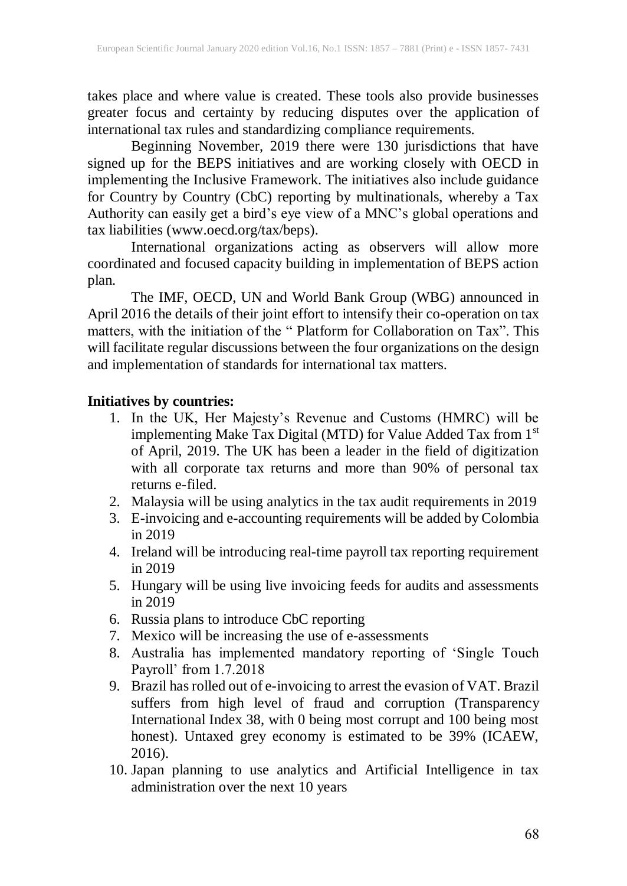takes place and where value is created. These tools also provide businesses greater focus and certainty by reducing disputes over the application of international tax rules and standardizing compliance requirements.

Beginning November, 2019 there were 130 jurisdictions that have signed up for the BEPS initiatives and are working closely with OECD in implementing the Inclusive Framework. The initiatives also include guidance for Country by Country (CbC) reporting by multinationals, whereby a Tax Authority can easily get a bird's eye view of a MNC's global operations and tax liabilities (www.oecd.org/tax/beps).

International organizations acting as observers will allow more coordinated and focused capacity building in implementation of BEPS action plan.

The IMF, OECD, UN and World Bank Group (WBG) announced in April 2016 the details of their joint effort to intensify their co-operation on tax matters, with the initiation of the " Platform for Collaboration on Tax". This will facilitate regular discussions between the four organizations on the design and implementation of standards for international tax matters.

**Initiatives by countries:**

1. In the UK, Her Majesty's Revenue and Customs (HMRC) will be implementing Make Tax Digital (MTD) for Value Added Tax from 1st of April, 2019. The UK has been a leader in the field of digitization with all corporate tax returns and more than 90% of personal tax returns e-filed.
2. Malaysia will be using analytics in the tax audit requirements in 2019
3. E-invoicing and e-accounting requirements will be added by Colombia in 2019
4. Ireland will be introducing real-time payroll tax reporting requirement in 2019
5. Hungary will be using live invoicing feeds for audits and assessments in 2019
6. Russia plans to introduce CbC reporting
7. Mexico will be increasing the use of e-assessments
8. Australia has implemented mandatory reporting of 'Single Touch Payroll' from 1.7.2018
9. Brazil has rolled out of e-invoicing to arrest the evasion of VAT. Brazil suffers from high level of fraud and corruption (Transparency International Index 38, with 0 being most corrupt and 100 being most honest). Untaxed grey economy is estimated to be 39% (ICAEW, 2016).
10. Japan planning to use analytics and Artificial Intelligence in tax administration over the next 10 years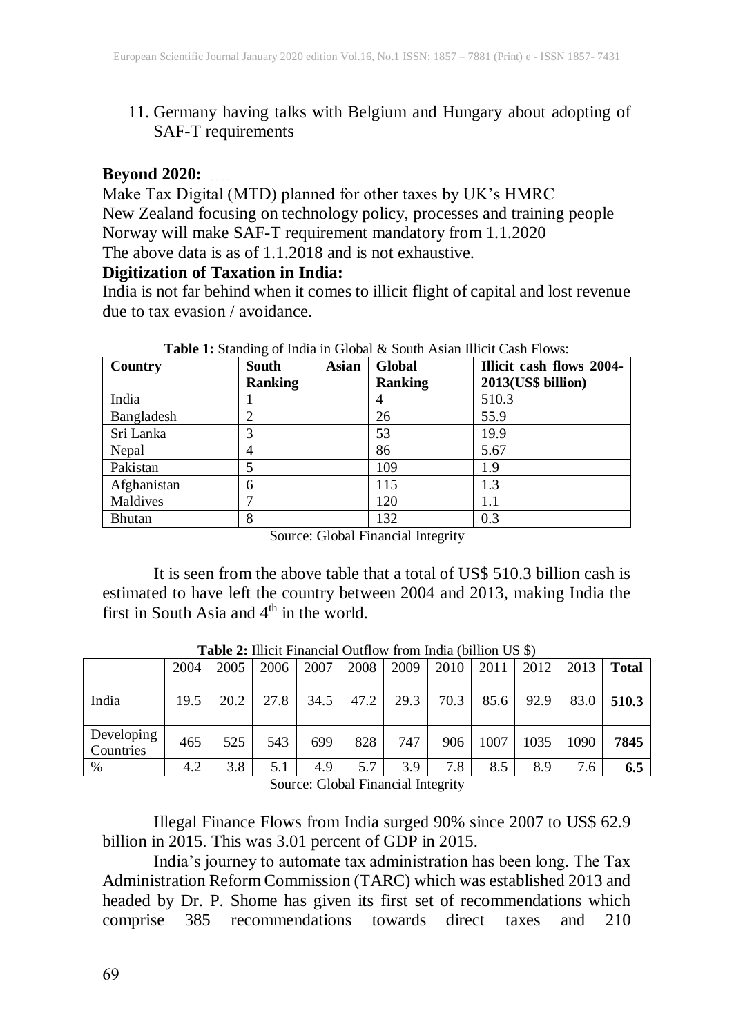11. Germany having talks with Belgium and Hungary about adopting of SAF-T requirements

**Beyond 2020:**

Make Tax Digital (MTD) planned for other taxes by UK's HMRC
New Zealand focusing on technology policy, processes and training people
Norway will make SAF-T requirement mandatory from 1.1.2020
The above data is as of 1.1.2018 and is not exhaustive.

**Digitization of Taxation in India:**

India is not far behind when it comes to illicit flight of capital and lost revenue due to tax evasion / avoidance.

**Table 1:** Standing of India in Global & South Asian Illicit Cash Flows:

| Country | South Asian Ranking | Global Ranking | Illicit cash flows 2004-2013(US$ billion) |
|---|---|---|---|
| India | 1 | 4 | 510.3 |
| Bangladesh | 2 | 26 | 55.9 |
| Sri Lanka | 3 | 53 | 19.9 |
| Nepal | 4 | 86 | 5.67 |
| Pakistan | 5 | 109 | 1.9 |
| Afghanistan | 6 | 115 | 1.3 |
| Maldives | 7 | 120 | 1.1 |
| Bhutan | 8 | 132 | 0.3 |

Source: Global Financial Integrity

It is seen from the above table that a total of US$ 510.3 billion cash is estimated to have left the country between 2004 and 2013, making India the first in South Asia and 4th in the world.

**Table 2:** Illicit Financial Outflow from India (billion US $)

| | 2004 | 2005 | 2006 | 2007 | 2008 | 2009 | 2010 | 2011 | 2012 | 2013 | Total |
|---|---|---|---|---|---|---|---|---|---|---|---|
| India | 19.5 | 20.2 | 27.8 | 34.5 | 47.2 | 29.3 | 70.3 | 85.6 | 92.9 | 83.0 | **510.3** |
| Developing Countries | 465 | 525 | 543 | 699 | 828 | 747 | 906 | 1007 | 1035 | 1090 | **7845** |
| % | 4.2 | 3.8 | 5.1 | 4.9 | 5.7 | 3.9 | 7.8 | 8.5 | 8.9 | 7.6 | **6.5** |

Source: Global Financial Integrity

Illegal Finance Flows from India surged 90% since 2007 to US$ 62.9 billion in 2015. This was 3.01 percent of GDP in 2015.

India's journey to automate tax administration has been long. The Tax Administration Reform Commission (TARC) which was established 2013 and headed by Dr. P. Shome has given its first set of recommendations which comprise 385 recommendations towards direct taxes and 210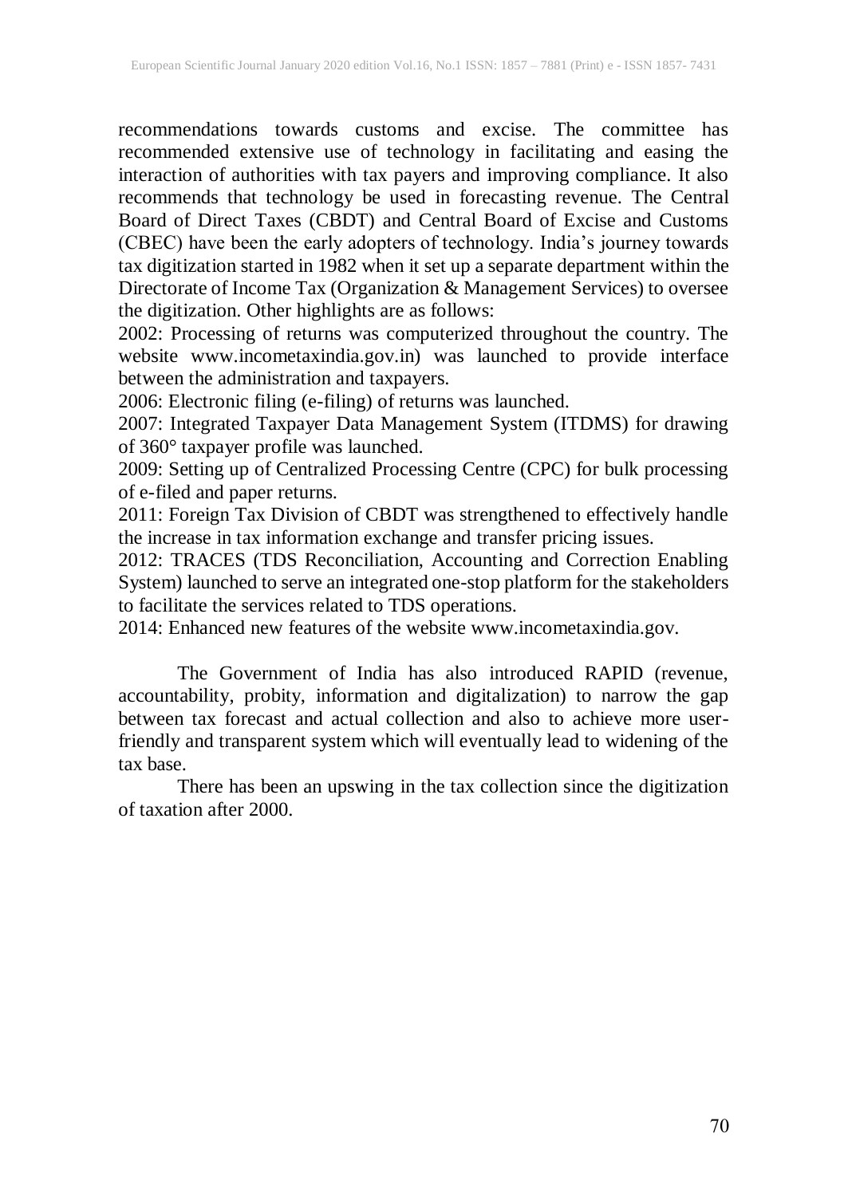recommendations towards customs and excise. The committee has recommended extensive use of technology in facilitating and easing the interaction of authorities with tax payers and improving compliance. It also recommends that technology be used in forecasting revenue. The Central Board of Direct Taxes (CBDT) and Central Board of Excise and Customs (CBEC) have been the early adopters of technology. India's journey towards tax digitization started in 1982 when it set up a separate department within the Directorate of Income Tax (Organization & Management Services) to oversee the digitization. Other highlights are as follows:

2002: Processing of returns was computerized throughout the country. The website www.incometaxindia.gov.in) was launched to provide interface between the administration and taxpayers.

2006: Electronic filing (e-filing) of returns was launched.

2007: Integrated Taxpayer Data Management System (ITDMS) for drawing of 360° taxpayer profile was launched.

2009: Setting up of Centralized Processing Centre (CPC) for bulk processing of e-filed and paper returns.

2011: Foreign Tax Division of CBDT was strengthened to effectively handle the increase in tax information exchange and transfer pricing issues.

2012: TRACES (TDS Reconciliation, Accounting and Correction Enabling System) launched to serve an integrated one-stop platform for the stakeholders to facilitate the services related to TDS operations.

2014: Enhanced new features of the website www.incometaxindia.gov.

The Government of India has also introduced RAPID (revenue, accountability, probity, information and digitalization) to narrow the gap between tax forecast and actual collection and also to achieve more user-friendly and transparent system which will eventually lead to widening of the tax base.

There has been an upswing in the tax collection since the digitization of taxation after 2000.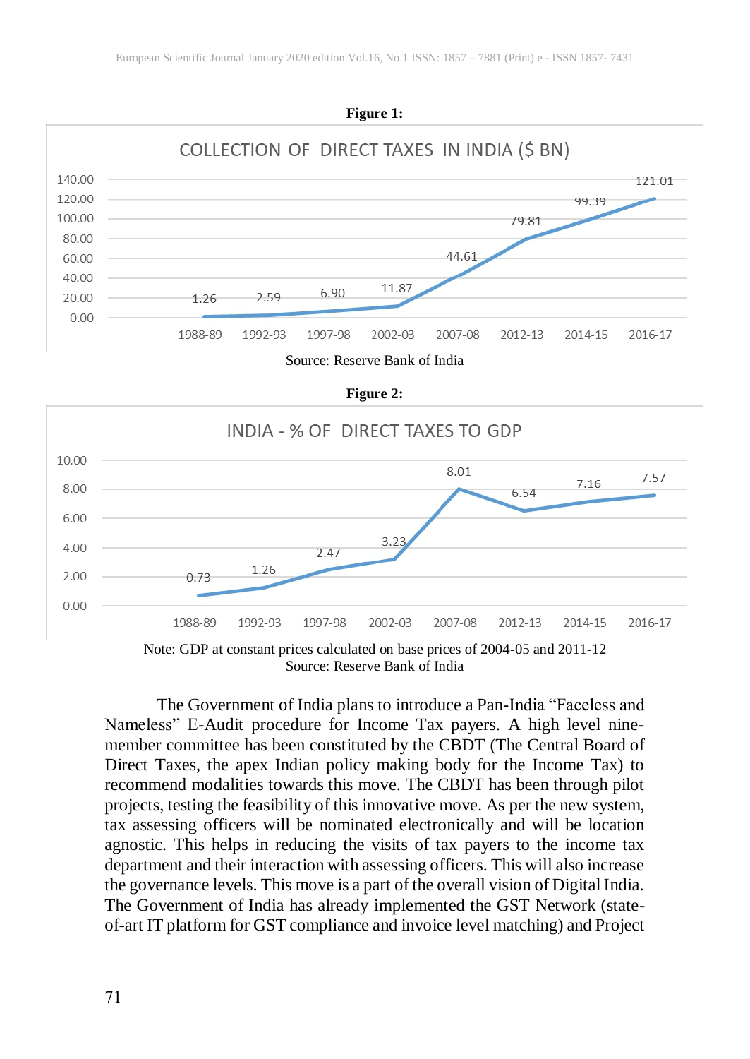**Figure 1:**

COLLECTION OF DIRECT TAXES IN INDIA ($ BN)

| Year | $ BN |
|---|---|
| 1988-89 | 1.26 |
| 1992-93 | 2.59 |
| 1997-98 | 6.90 |
| 2002-03 | 11.87 |
| 2007-08 | 44.61 |
| 2012-13 | 79.81 |
| 2014-15 | 99.39 |
| 2016-17 | 121.01 |

Source: Reserve Bank of India

**Figure 2:**

INDIA - % OF DIRECT TAXES TO GDP

| Year | % |
|---|---|
| 1988-89 | 0.73 |
| 1992-93 | 1.26 |
| 1997-98 | 2.47 |
| 2002-03 | 3.23 |
| 2007-08 | 8.01 |
| 2012-13 | 6.54 |
| 2014-15 | 7.16 |
| 2016-17 | 7.57 |

Note: GDP at constant prices calculated on base prices of 2004-05 and 2011-12
Source: Reserve Bank of India

The Government of India plans to introduce a Pan-India "Faceless and Nameless" E-Audit procedure for Income Tax payers. A high level nine-member committee has been constituted by the CBDT (The Central Board of Direct Taxes, the apex Indian policy making body for the Income Tax) to recommend modalities towards this move. The CBDT has been through pilot projects, testing the feasibility of this innovative move. As per the new system, tax assessing officers will be nominated electronically and will be location agnostic. This helps in reducing the visits of tax payers to the income tax department and their interaction with assessing officers. This will also increase the governance levels. This move is a part of the overall vision of Digital India. The Government of India has already implemented the GST Network (state-of-art IT platform for GST compliance and invoice level matching) and Project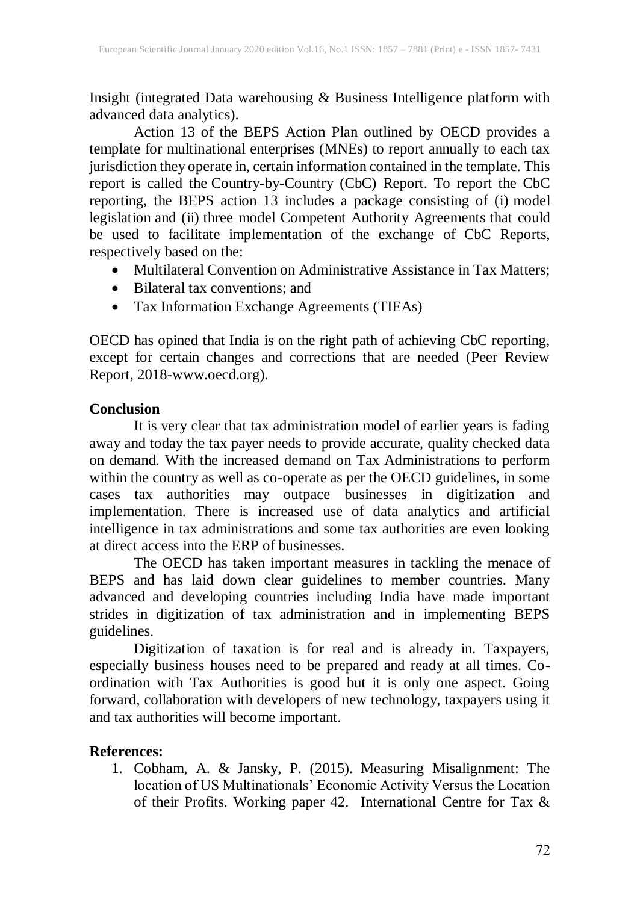Insight (integrated Data warehousing & Business Intelligence platform with advanced data analytics).

Action 13 of the BEPS Action Plan outlined by OECD provides a template for multinational enterprises (MNEs) to report annually to each tax jurisdiction they operate in, certain information contained in the template. This report is called the Country-by-Country (CbC) Report. To report the CbC reporting, the BEPS action 13 includes a package consisting of (i) model legislation and (ii) three model Competent Authority Agreements that could be used to facilitate implementation of the exchange of CbC Reports, respectively based on the:

- Multilateral Convention on Administrative Assistance in Tax Matters;
- Bilateral tax conventions; and
- Tax Information Exchange Agreements (TIEAs)

OECD has opined that India is on the right path of achieving CbC reporting, except for certain changes and corrections that are needed (Peer Review Report, 2018-www.oecd.org).

## Conclusion

It is very clear that tax administration model of earlier years is fading away and today the tax payer needs to provide accurate, quality checked data on demand. With the increased demand on Tax Administrations to perform within the country as well as co-operate as per the OECD guidelines, in some cases tax authorities may outpace businesses in digitization and implementation. There is increased use of data analytics and artificial intelligence in tax administrations and some tax authorities are even looking at direct access into the ERP of businesses.

The OECD has taken important measures in tackling the menace of BEPS and has laid down clear guidelines to member countries. Many advanced and developing countries including India have made important strides in digitization of tax administration and in implementing BEPS guidelines.

Digitization of taxation is for real and is already in. Taxpayers, especially business houses need to be prepared and ready at all times. Co-ordination with Tax Authorities is good but it is only one aspect. Going forward, collaboration with developers of new technology, taxpayers using it and tax authorities will become important.

## References:

1. Cobham, A. & Jansky, P. (2015). Measuring Misalignment: The location of US Multinationals' Economic Activity Versus the Location of their Profits. Working paper 42. International Centre for Tax &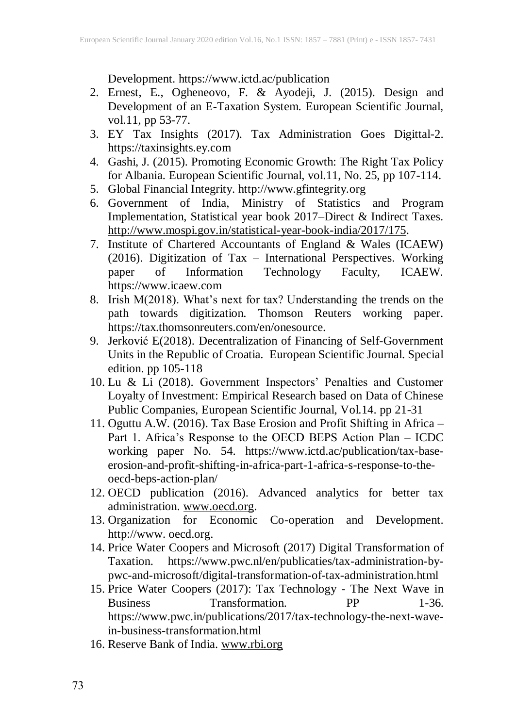Development. https://www.ictd.ac/publication

2. Ernest, E., Ogheneovo, F. & Ayodeji, J. (2015). Design and Development of an E-Taxation System. European Scientific Journal, vol.11, pp 53-77.
3. EY Tax Insights (2017). Tax Administration Goes Digittal-2. https://taxinsights.ey.com
4. Gashi, J. (2015). Promoting Economic Growth: The Right Tax Policy for Albania. European Scientific Journal, vol.11, No. 25, pp 107-114.
5. Global Financial Integrity. http://www.gfintegrity.org
6. Government of India, Ministry of Statistics and Program Implementation, Statistical year book 2017–Direct & Indirect Taxes. http://www.mospi.gov.in/statistical-year-book-india/2017/175.
7. Institute of Chartered Accountants of England & Wales (ICAEW) (2016). Digitization of Tax – International Perspectives. Working paper of Information Technology Faculty, ICAEW. https://www.icaew.com
8. Irish M(2018). What's next for tax? Understanding the trends on the path towards digitization. Thomson Reuters working paper. https://tax.thomsonreuters.com/en/onesource.
9. Jerković E(2018). Decentralization of Financing of Self-Government Units in the Republic of Croatia. European Scientific Journal. Special edition. pp 105-118
10. Lu & Li (2018). Government Inspectors' Penalties and Customer Loyalty of Investment: Empirical Research based on Data of Chinese Public Companies, European Scientific Journal, Vol.14. pp 21-31
11. Oguttu A.W. (2016). Tax Base Erosion and Profit Shifting in Africa – Part 1. Africa's Response to the OECD BEPS Action Plan – ICDC working paper No. 54. https://www.ictd.ac/publication/tax-base-erosion-and-profit-shifting-in-africa-part-1-africa-s-response-to-the-oecd-beps-action-plan/
12. OECD publication (2016). Advanced analytics for better tax administration. www.oecd.org.
13. Organization for Economic Co-operation and Development. http://www. oecd.org.
14. Price Water Coopers and Microsoft (2017) Digital Transformation of Taxation. https://www.pwc.nl/en/publicaties/tax-administration-by-pwc-and-microsoft/digital-transformation-of-tax-administration.html
15. Price Water Coopers (2017): Tax Technology - The Next Wave in Business Transformation. PP 1-36. https://www.pwc.in/publications/2017/tax-technology-the-next-wave-in-business-transformation.html
16. Reserve Bank of India. www.rbi.org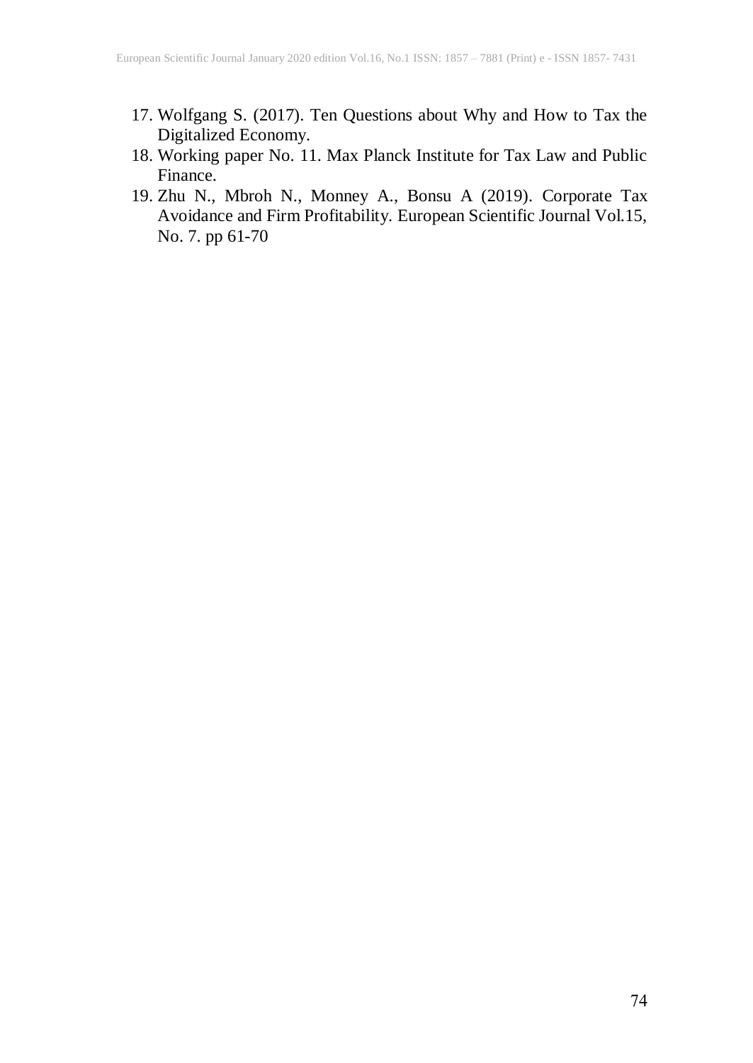17. Wolfgang S. (2017). Ten Questions about Why and How to Tax the Digitalized Economy.
18. Working paper No. 11. Max Planck Institute for Tax Law and Public Finance.
19. Zhu N., Mbroh N., Monney A., Bonsu A (2019). Corporate Tax Avoidance and Firm Profitability. European Scientific Journal Vol.15, No. 7. pp 61-70